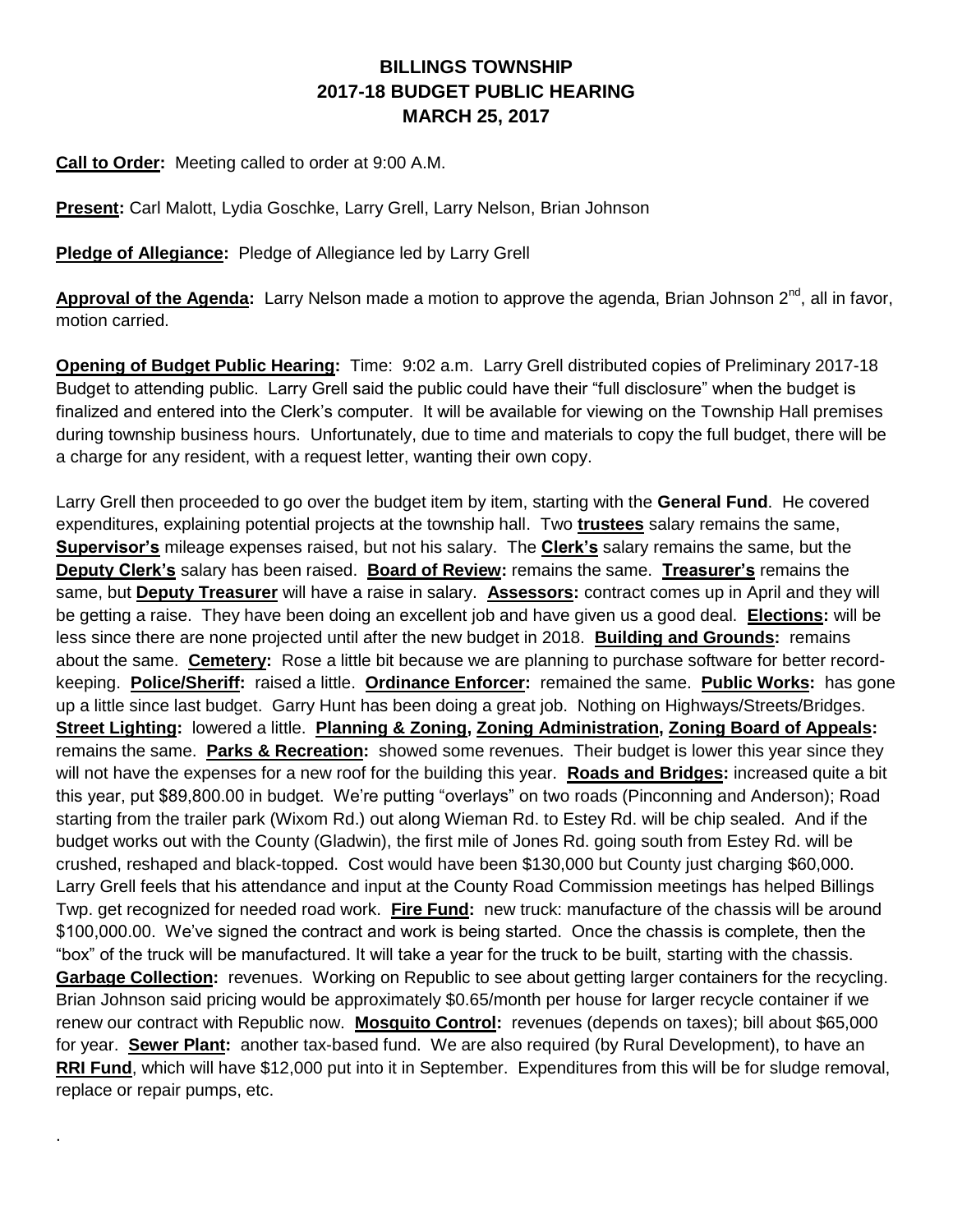# BILLINGS TOWNSHIP
## 2017-18 BUDGET PUBLIC HEARING
## MARCH 25, 2017

**Call to Order:** Meeting called to order at 9:00 A.M.

**Present:** Carl Malott, Lydia Goschke, Larry Grell, Larry Nelson, Brian Johnson

**Pledge of Allegiance:** Pledge of Allegiance led by Larry Grell

**Approval of the Agenda:** Larry Nelson made a motion to approve the agenda, Brian Johnson 2nd, all in favor, motion carried.

**Opening of Budget Public Hearing:** Time: 9:02 a.m. Larry Grell distributed copies of Preliminary 2017-18 Budget to attending public. Larry Grell said the public could have their "full disclosure" when the budget is finalized and entered into the Clerk's computer. It will be available for viewing on the Township Hall premises during township business hours. Unfortunately, due to time and materials to copy the full budget, there will be a charge for any resident, with a request letter, wanting their own copy.

Larry Grell then proceeded to go over the budget item by item, starting with the **General Fund**. He covered expenditures, explaining potential projects at the township hall. Two **trustees** salary remains the same, **Supervisor's** mileage expenses raised, but not his salary. The **Clerk's** salary remains the same, but the **Deputy Clerk's** salary has been raised. **Board of Review:** remains the same. **Treasurer's** remains the same, but **Deputy Treasurer** will have a raise in salary. **Assessors:** contract comes up in April and they will be getting a raise. They have been doing an excellent job and have given us a good deal. **Elections:** will be less since there are none projected until after the new budget in 2018. **Building and Grounds:** remains about the same. **Cemetery:** Rose a little bit because we are planning to purchase software for better record-keeping. **Police/Sheriff:** raised a little. **Ordinance Enforcer:** remained the same. **Public Works:** has gone up a little since last budget. Garry Hunt has been doing a great job. Nothing on Highways/Streets/Bridges. **Street Lighting:** lowered a little. **Planning & Zoning, Zoning Administration, Zoning Board of Appeals:** remains the same. **Parks & Recreation:** showed some revenues. Their budget is lower this year since they will not have the expenses for a new roof for the building this year. **Roads and Bridges:** increased quite a bit this year, put $89,800.00 in budget. We're putting "overlays" on two roads (Pinconning and Anderson); Road starting from the trailer park (Wixom Rd.) out along Wieman Rd. to Estey Rd. will be chip sealed. And if the budget works out with the County (Gladwin), the first mile of Jones Rd. going south from Estey Rd. will be crushed, reshaped and black-topped. Cost would have been $130,000 but County just charging $60,000. Larry Grell feels that his attendance and input at the County Road Commission meetings has helped Billings Twp. get recognized for needed road work. **Fire Fund:** new truck: manufacture of the chassis will be around $100,000.00. We've signed the contract and work is being started. Once the chassis is complete, then the "box" of the truck will be manufactured. It will take a year for the truck to be built, starting with the chassis. **Garbage Collection:** revenues. Working on Republic to see about getting larger containers for the recycling. Brian Johnson said pricing would be approximately $0.65/month per house for larger recycle container if we renew our contract with Republic now. **Mosquito Control:** revenues (depends on taxes); bill about $65,000 for year. **Sewer Plant:** another tax-based fund. We are also required (by Rural Development), to have an **RRI Fund**, which will have $12,000 put into it in September. Expenditures from this will be for sludge removal, replace or repair pumps, etc.

.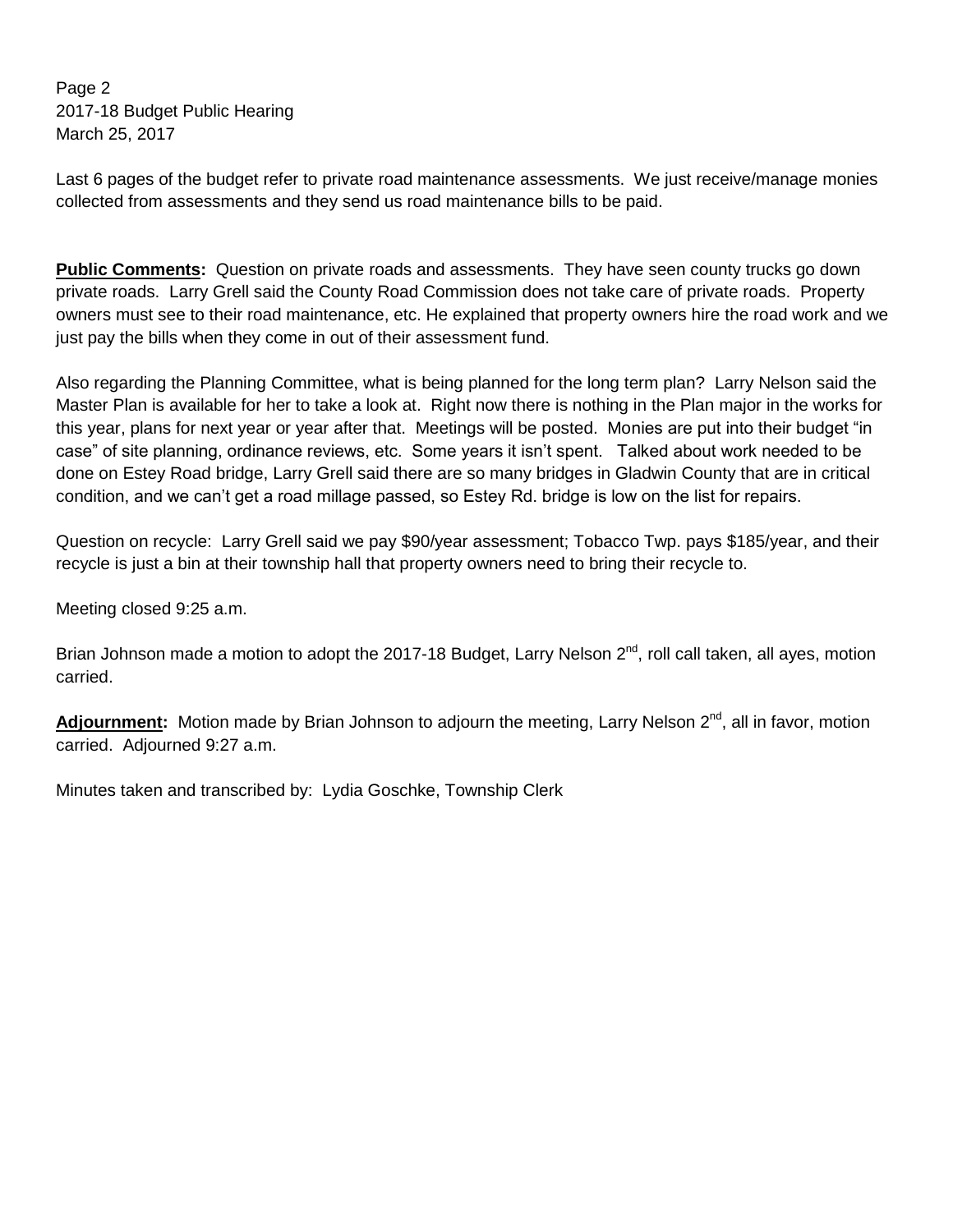Last 6 pages of the budget refer to private road maintenance assessments. We just receive/manage monies collected from assessments and they send us road maintenance bills to be paid.

**Public Comments:** Question on private roads and assessments. They have seen county trucks go down private roads. Larry Grell said the County Road Commission does not take care of private roads. Property owners must see to their road maintenance, etc. He explained that property owners hire the road work and we just pay the bills when they come in out of their assessment fund.

Also regarding the Planning Committee, what is being planned for the long term plan? Larry Nelson said the Master Plan is available for her to take a look at. Right now there is nothing in the Plan major in the works for this year, plans for next year or year after that. Meetings will be posted. Monies are put into their budget "in case" of site planning, ordinance reviews, etc. Some years it isn't spent. Talked about work needed to be done on Estey Road bridge, Larry Grell said there are so many bridges in Gladwin County that are in critical condition, and we can't get a road millage passed, so Estey Rd. bridge is low on the list for repairs.

Question on recycle: Larry Grell said we pay \$90/year assessment; Tobacco Twp. pays \$185/year, and their recycle is just a bin at their township hall that property owners need to bring their recycle to.

Meeting closed 9:25 a.m.

Brian Johnson made a motion to adopt the 2017-18 Budget, Larry Nelson 2nd, roll call taken, all ayes, motion carried.

**Adjournment:** Motion made by Brian Johnson to adjourn the meeting, Larry Nelson 2nd, all in favor, motion carried. Adjourned 9:27 a.m.

Minutes taken and transcribed by: Lydia Goschke, Township Clerk